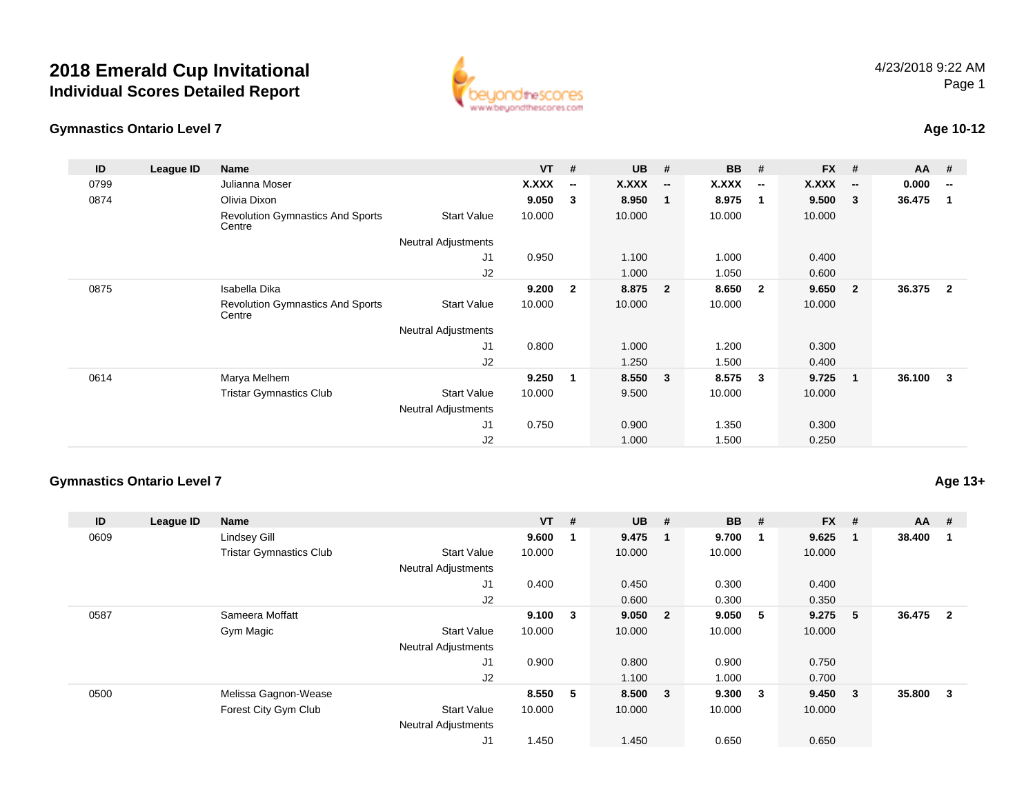# 2018 Emerald Cup Invitational

## Individual Scores Detailed Report

### Gymnastics Ontario Level 7

**Age 10-12**

| ID | League ID | Name | | VT | # | UB | # | BB | # | FX | # | AA | # |
|---|---|---|---|---|---|---|---|---|---|---|---|---|---|
| 0799 | | Julianna Moser | | **X.XXX** | -- | **X.XXX** | -- | **X.XXX** | -- | **X.XXX** | -- | **0.000** | -- |
| 0874 | | Olivia Dixon | | **9.050** | 3 | **8.950** | 1 | **8.975** | 1 | **9.500** | 3 | **36.475** | 1 |
| | | Revolution Gymnastics And Sports Centre | Start Value | 10.000 | | 10.000 | | 10.000 | | 10.000 | | | |
| | | | Neutral Adjustments | | | | | | | | | | |
| | | | J1 | 0.950 | | 1.100 | | 1.000 | | 0.400 | | | |
| | | | J2 | | | 1.000 | | 1.050 | | 0.600 | | | |
| 0875 | | Isabella Dika | | **9.200** | 2 | **8.875** | 2 | **8.650** | 2 | **9.650** | 2 | **36.375** | 2 |
| | | Revolution Gymnastics And Sports Centre | Start Value | 10.000 | | 10.000 | | 10.000 | | 10.000 | | | |
| | | | Neutral Adjustments | | | | | | | | | | |
| | | | J1 | 0.800 | | 1.000 | | 1.200 | | 0.300 | | | |
| | | | J2 | | | 1.250 | | 1.500 | | 0.400 | | | |
| 0614 | | Marya Melhem | | **9.250** | 1 | **8.550** | 3 | **8.575** | 3 | **9.725** | 1 | **36.100** | 3 |
| | | Tristar Gymnastics Club | Start Value | 10.000 | | 9.500 | | 10.000 | | 10.000 | | | |
| | | | Neutral Adjustments | | | | | | | | | | |
| | | | J1 | 0.750 | | 0.900 | | 1.350 | | 0.300 | | | |
| | | | J2 | | | 1.000 | | 1.500 | | 0.250 | | | |

### Gymnastics Ontario Level 7

**Age 13+**

| ID | League ID | Name | | VT | # | UB | # | BB | # | FX | # | AA | # |
|---|---|---|---|---|---|---|---|---|---|---|---|---|---|
| 0609 | | Lindsey Gill | | **9.600** | 1 | **9.475** | 1 | **9.700** | 1 | **9.625** | 1 | **38.400** | 1 |
| | | Tristar Gymnastics Club | Start Value | 10.000 | | 10.000 | | 10.000 | | 10.000 | | | |
| | | | Neutral Adjustments | | | | | | | | | | |
| | | | J1 | 0.400 | | 0.450 | | 0.300 | | 0.400 | | | |
| | | | J2 | | | 0.600 | | 0.300 | | 0.350 | | | |
| 0587 | | Sameera Moffatt | | **9.100** | 3 | **9.050** | 2 | **9.050** | 5 | **9.275** | 5 | **36.475** | 2 |
| | | Gym Magic | Start Value | 10.000 | | 10.000 | | 10.000 | | 10.000 | | | |
| | | | Neutral Adjustments | | | | | | | | | | |
| | | | J1 | 0.900 | | 0.800 | | 0.900 | | 0.750 | | | |
| | | | J2 | | | 1.100 | | 1.000 | | 0.700 | | | |
| 0500 | | Melissa Gagnon-Wease | | **8.550** | 5 | **8.500** | 3 | **9.300** | 3 | **9.450** | 3 | **35.800** | 3 |
| | | Forest City Gym Club | Start Value | 10.000 | | 10.000 | | 10.000 | | 10.000 | | | |
| | | | Neutral Adjustments | | | | | | | | | | |
| | | | J1 | 1.450 | | 1.450 | | 0.650 | | 0.650 | | | |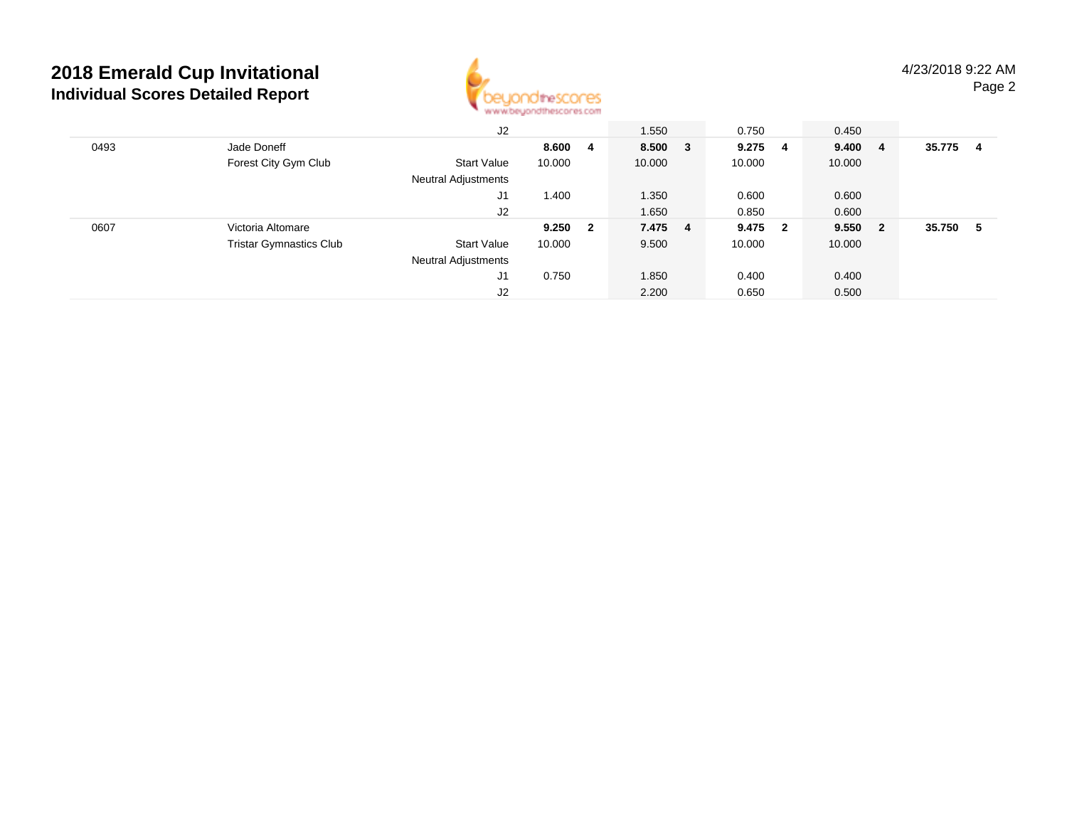# 2018 Emerald Cup Invitational
## Individual Scores Detailed Report

| | | | | | | | | | | | | |
|---|---|---|---|---|---|---|---|---|---|---|---|---|
| | | J2 | | | 1.550 | | 0.750 | | 0.450 | | | |
| 0493 | Jade Doneff | | **8.600** | **4** | **8.500** | **3** | **9.275** | **4** | **9.400** | **4** | **35.775** | **4** |
| | Forest City Gym Club | Start Value | 10.000 | | 10.000 | | 10.000 | | 10.000 | | | |
| | | Neutral Adjustments | | | | | | | | | | |
| | | J1 | 1.400 | | 1.350 | | 0.600 | | 0.600 | | | |
| | | J2 | | | 1.650 | | 0.850 | | 0.600 | | | |
| 0607 | Victoria Altomare | | **9.250** | **2** | **7.475** | **4** | **9.475** | **2** | **9.550** | **2** | **35.750** | **5** |
| | Tristar Gymnastics Club | Start Value | 10.000 | | 9.500 | | 10.000 | | 10.000 | | | |
| | | Neutral Adjustments | | | | | | | | | | |
| | | J1 | 0.750 | | 1.850 | | 0.400 | | 0.400 | | | |
| | | J2 | | | 2.200 | | 0.650 | | 0.500 | | | |